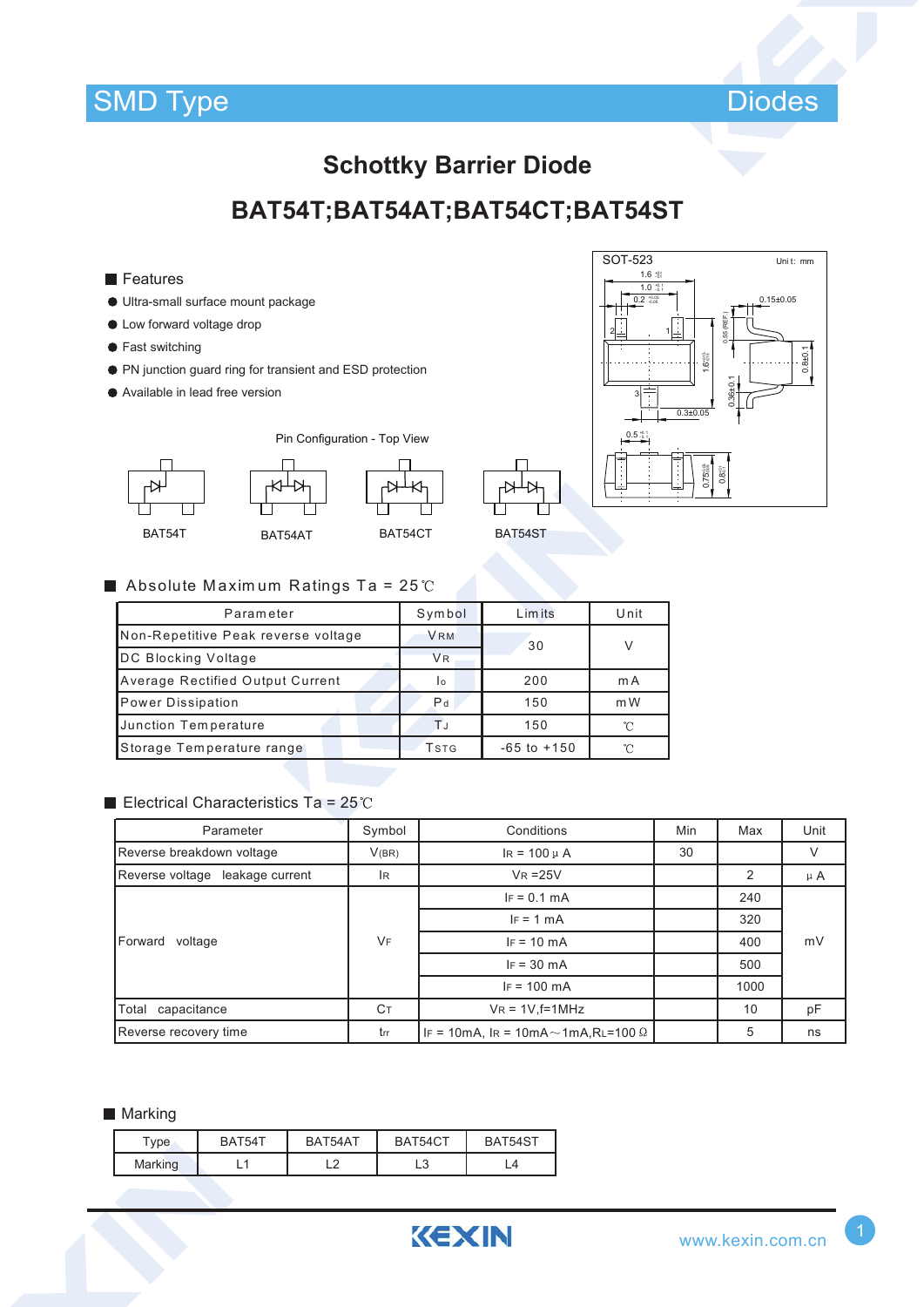SMD Type Diodes

# Schottky Barrier Diode

## BAT54T;BAT54AT;BAT54CT;BAT54ST

### Features

- Ultra-small surface mount package
- Low forward voltage drop
- Fast switching
- PN junction guard ring for transient and ESD protection
- Available in lead free version

SOT-523 Unit: mm

Pin Configuration - Top View

BAT54T BAT54AT BAT54CT BAT54ST

### Absolute Maximum Ratings Ta = 25℃

| Parameter | Symbol | Limits | Unit |
|---|---|---|---|
| Non-Repetitive Peak reverse voltage | $V_{RM}$ | 30 | V |
| DC Blocking Voltage | $V_R$ | | |
| Average Rectified Output Current | $I_o$ | 200 | mA |
| Power Dissipation | $P_d$ | 150 | mW |
| Junction Temperature | $T_J$ | 150 | ℃ |
| Storage Temperature range | $T_{STG}$ | -65 to +150 | ℃ |

### Electrical Characteristics Ta = 25℃

| Parameter | Symbol | Conditions | Min | Max | Unit |
|---|---|---|---|---|---|
| Reverse breakdown voltage | $V_{(BR)}$ | $I_R$ = 100 μ A | 30 | | V |
| Reverse voltage leakage current | $I_R$ | $V_R$ =25V | | 2 | μ A |
| Forward voltage | $V_F$ | $I_F$ = 0.1 mA | | 240 | mV |
| | | $I_F$ = 1 mA | | 320 | |
| | | $I_F$ = 10 mA | | 400 | |
| | | $I_F$ = 30 mA | | 500 | |
| | | $I_F$ = 100 mA | | 1000 | |
| Total capacitance | $C_T$ | $V_R$ = 1V,f=1MHz | | 10 | pF |
| Reverse recovery time | $t_{rr}$ | $I_F$ = 10mA, $I_R$ = 10mA～1mA,$R_L$=100 Ω | | 5 | ns |

### Marking

| Type | BAT54T | BAT54AT | BAT54CT | BAT54ST |
|---|---|---|---|---|
| Marking | L1 | L2 | L3 | L4 |

www.kexin.com.cn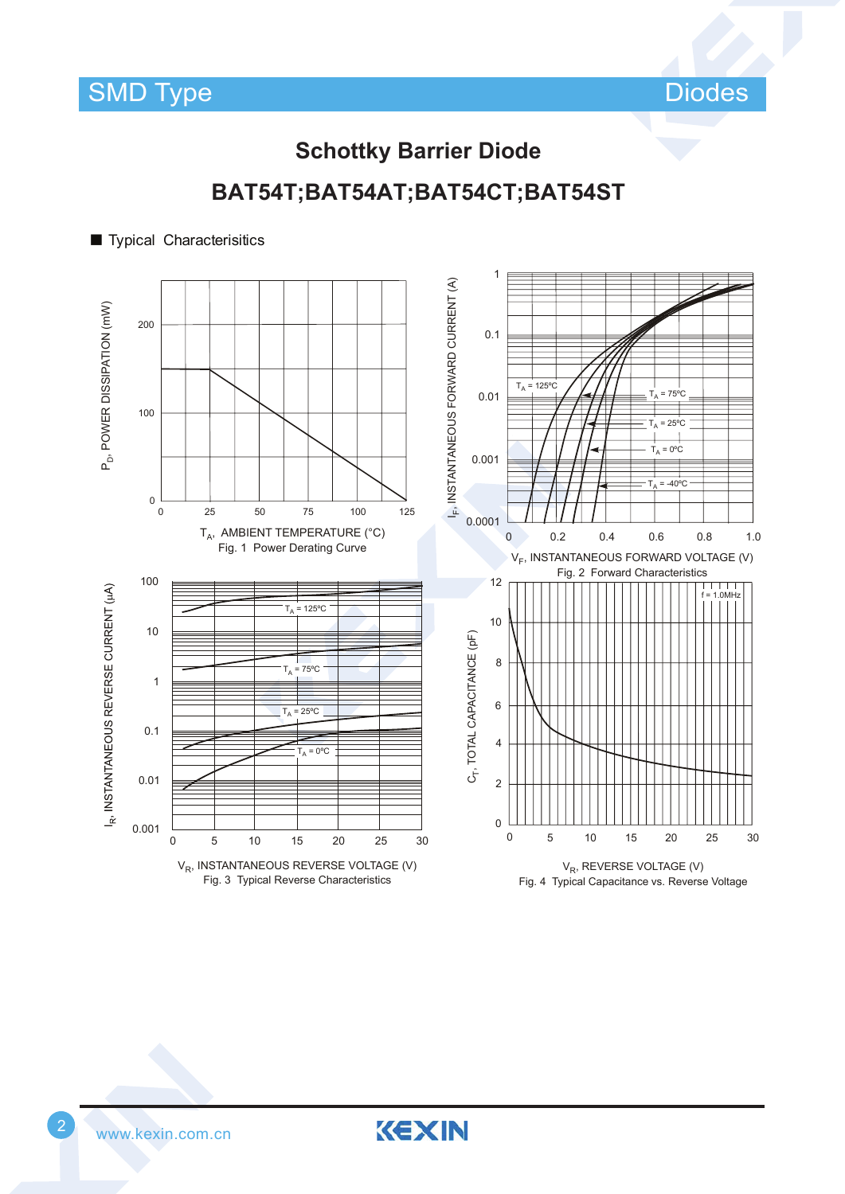# Schottky Barrier Diode

## BAT54T;BAT54AT;BAT54CT;BAT54ST

■ Typical Characterisitics

$P_D$, POWER DISSIPATION (mW)

200

100

0

0 25 50 75 100 125

$T_A$, AMBIENT TEMPERATURE (°C)

Fig. 1 Power Derating Curve

$I_F$, INSTANTANEOUS FORWARD CURRENT (A)

1

0.1

0.01

0.001

0.0001

0 0.2 0.4 0.6 0.8 1.0

$T_A$ = 125ºC

$T_A$ = 75ºC

$T_A$ = 25ºC

$T_A$ = 0ºC

$T_A$ = -40ºC

$V_F$, INSTANTANEOUS FORWARD VOLTAGE (V)

Fig. 2 Forward Characteristics

$I_R$, INSTANTANEOUS REVERSE CURRENT (μA)

100

10

1

0.1

0.01

0.001

0 5 10 15 20 25 30

$T_A$ = 125ºC

$T_A$ = 75ºC

$T_A$ = 25ºC

$T_A$ = 0ºC

$V_R$, INSTANTANEOUS REVERSE VOLTAGE (V)

Fig. 3 Typical Reverse Characteristics

$C_T$, TOTAL CAPACITANCE (pF)

12

10

8

6

4

2

0

0 5 10 15 20 25 30

f = 1.0MHz

$V_R$, REVERSE VOLTAGE (V)

Fig. 4 Typical Capacitance vs. Reverse Voltage